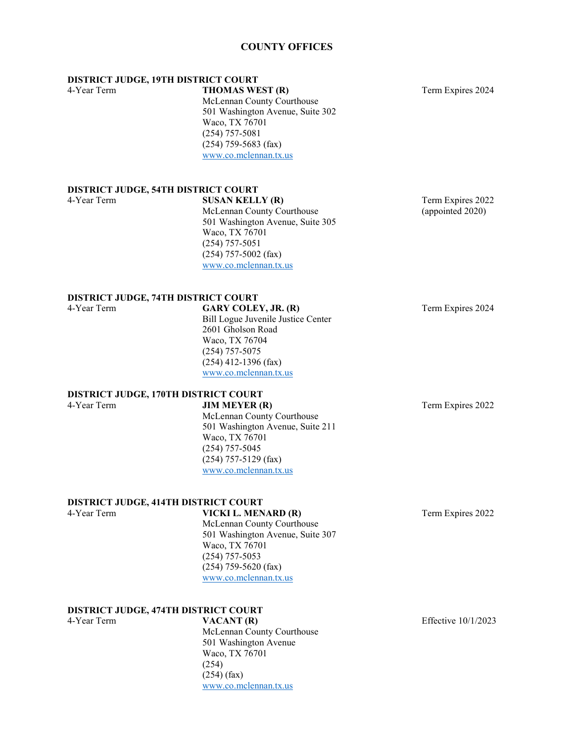# COUNTY OFFICES

### DISTRICT JUDGE, 19TH DISTRICT COURT

4-Year Term

**THOMAS WEST (R)**
McLennan County Courthouse
501 Washington Avenue, Suite 302
Waco, TX 76701
(254) 757-5081
(254) 759-5683 (fax)
www.co.mclennan.tx.us

Term Expires 2024

### DISTRICT JUDGE, 54TH DISTRICT COURT

4-Year Term

**SUSAN KELLY (R)**
McLennan County Courthouse
501 Washington Avenue, Suite 305
Waco, TX 76701
(254) 757-5051
(254) 757-5002 (fax)
www.co.mclennan.tx.us

Term Expires 2022
(appointed 2020)

### DISTRICT JUDGE, 74TH DISTRICT COURT

4-Year Term

**GARY COLEY, JR. (R)**
Bill Logue Juvenile Justice Center
2601 Gholson Road
Waco, TX 76704
(254) 757-5075
(254) 412-1396 (fax)
www.co.mclennan.tx.us

Term Expires 2024

### DISTRICT JUDGE, 170TH DISTRICT COURT

4-Year Term

**JIM MEYER (R)**
McLennan County Courthouse
501 Washington Avenue, Suite 211
Waco, TX 76701
(254) 757-5045
(254) 757-5129 (fax)
www.co.mclennan.tx.us

Term Expires 2022

### DISTRICT JUDGE, 414TH DISTRICT COURT

4-Year Term

**VICKI L. MENARD (R)**
McLennan County Courthouse
501 Washington Avenue, Suite 307
Waco, TX 76701
(254) 757-5053
(254) 759-5620 (fax)
www.co.mclennan.tx.us

Term Expires 2022

### DISTRICT JUDGE, 474TH DISTRICT COURT

4-Year Term

**VACANT (R)**
McLennan County Courthouse
501 Washington Avenue
Waco, TX 76701
(254)
(254) (fax)
www.co.mclennan.tx.us

Effective 10/1/2023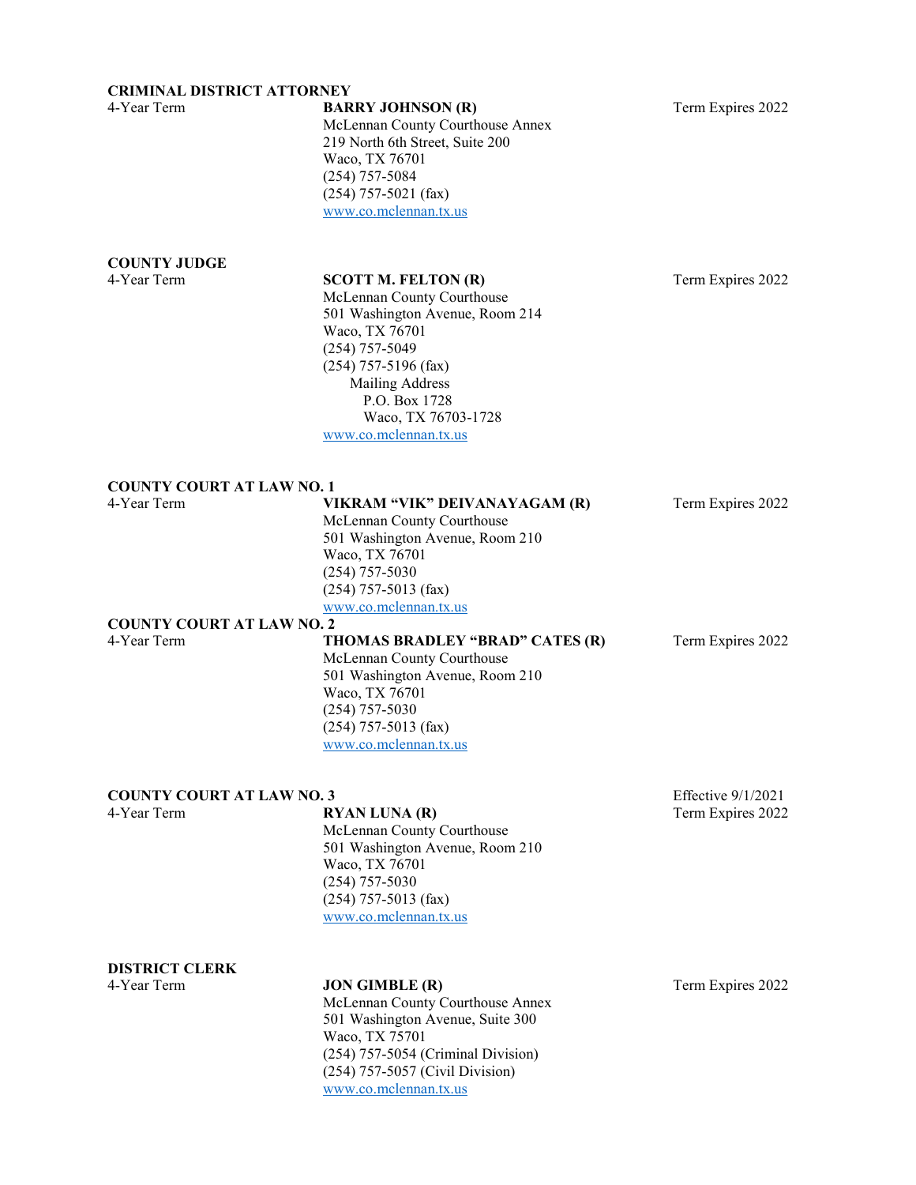### CRIMINAL DISTRICT ATTORNEY

4-Year Term

**BARRY JOHNSON (R)**
McLennan County Courthouse Annex
219 North 6th Street, Suite 200
Waco, TX 76701
(254) 757-5084
(254) 757-5021 (fax)
www.co.mclennan.tx.us

Term Expires 2022

### COUNTY JUDGE

4-Year Term

**SCOTT M. FELTON (R)**
McLennan County Courthouse
501 Washington Avenue, Room 214
Waco, TX 76701
(254) 757-5049
(254) 757-5196 (fax)
Mailing Address
P.O. Box 1728
Waco, TX 76703-1728
www.co.mclennan.tx.us

Term Expires 2022

### COUNTY COURT AT LAW NO. 1

4-Year Term

**VIKRAM "VIK" DEIVANAYAGAM (R)**
McLennan County Courthouse
501 Washington Avenue, Room 210
Waco, TX 76701
(254) 757-5030
(254) 757-5013 (fax)
www.co.mclennan.tx.us

Term Expires 2022

### COUNTY COURT AT LAW NO. 2

4-Year Term

**THOMAS BRADLEY "BRAD" CATES (R)**
McLennan County Courthouse
501 Washington Avenue, Room 210
Waco, TX 76701
(254) 757-5030
(254) 757-5013 (fax)
www.co.mclennan.tx.us

Term Expires 2022

### COUNTY COURT AT LAW NO. 3

4-Year Term

**RYAN LUNA (R)**
McLennan County Courthouse
501 Washington Avenue, Room 210
Waco, TX 76701
(254) 757-5030
(254) 757-5013 (fax)
www.co.mclennan.tx.us

Effective 9/1/2021
Term Expires 2022

### DISTRICT CLERK

4-Year Term

**JON GIMBLE (R)**
McLennan County Courthouse Annex
501 Washington Avenue, Suite 300
Waco, TX 75701
(254) 757-5054 (Criminal Division)
(254) 757-5057 (Civil Division)
www.co.mclennan.tx.us

Term Expires 2022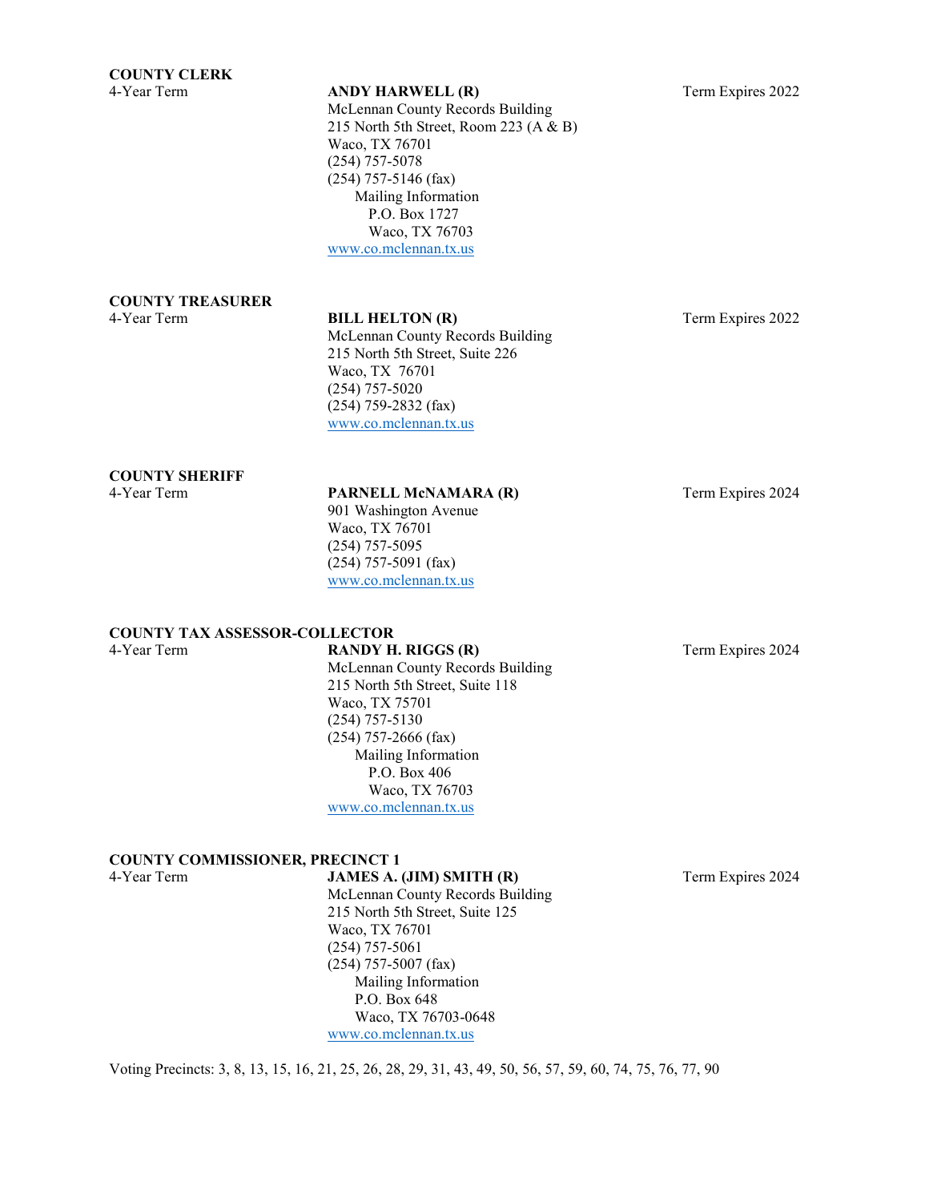**COUNTY CLERK**

4-Year Term

**ANDY HARWELL (R)**

Term Expires 2022

McLennan County Records Building
215 North 5th Street, Room 223 (A & B)
Waco, TX 76701
(254) 757-5078
(254) 757-5146 (fax)

Mailing Information
P.O. Box 1727
Waco, TX 76703

www.co.mclennan.tx.us

**COUNTY TREASURER**

4-Year Term

**BILL HELTON (R)**

Term Expires 2022

McLennan County Records Building
215 North 5th Street, Suite 226
Waco, TX 76701
(254) 757-5020
(254) 759-2832 (fax)
www.co.mclennan.tx.us

**COUNTY SHERIFF**

4-Year Term

**PARNELL McNAMARA (R)**

Term Expires 2024

901 Washington Avenue
Waco, TX 76701
(254) 757-5095
(254) 757-5091 (fax)
www.co.mclennan.tx.us

**COUNTY TAX ASSESSOR-COLLECTOR**

4-Year Term

**RANDY H. RIGGS (R)**

Term Expires 2024

McLennan County Records Building
215 North 5th Street, Suite 118
Waco, TX 75701
(254) 757-5130
(254) 757-2666 (fax)

Mailing Information
P.O. Box 406
Waco, TX 76703

www.co.mclennan.tx.us

**COUNTY COMMISSIONER, PRECINCT 1**

4-Year Term

**JAMES A. (JIM) SMITH (R)**

Term Expires 2024

McLennan County Records Building
215 North 5th Street, Suite 125
Waco, TX 76701
(254) 757-5061
(254) 757-5007 (fax)

Mailing Information
P.O. Box 648
Waco, TX 76703-0648

www.co.mclennan.tx.us

Voting Precincts: 3, 8, 13, 15, 16, 21, 25, 26, 28, 29, 31, 43, 49, 50, 56, 57, 59, 60, 74, 75, 76, 77, 90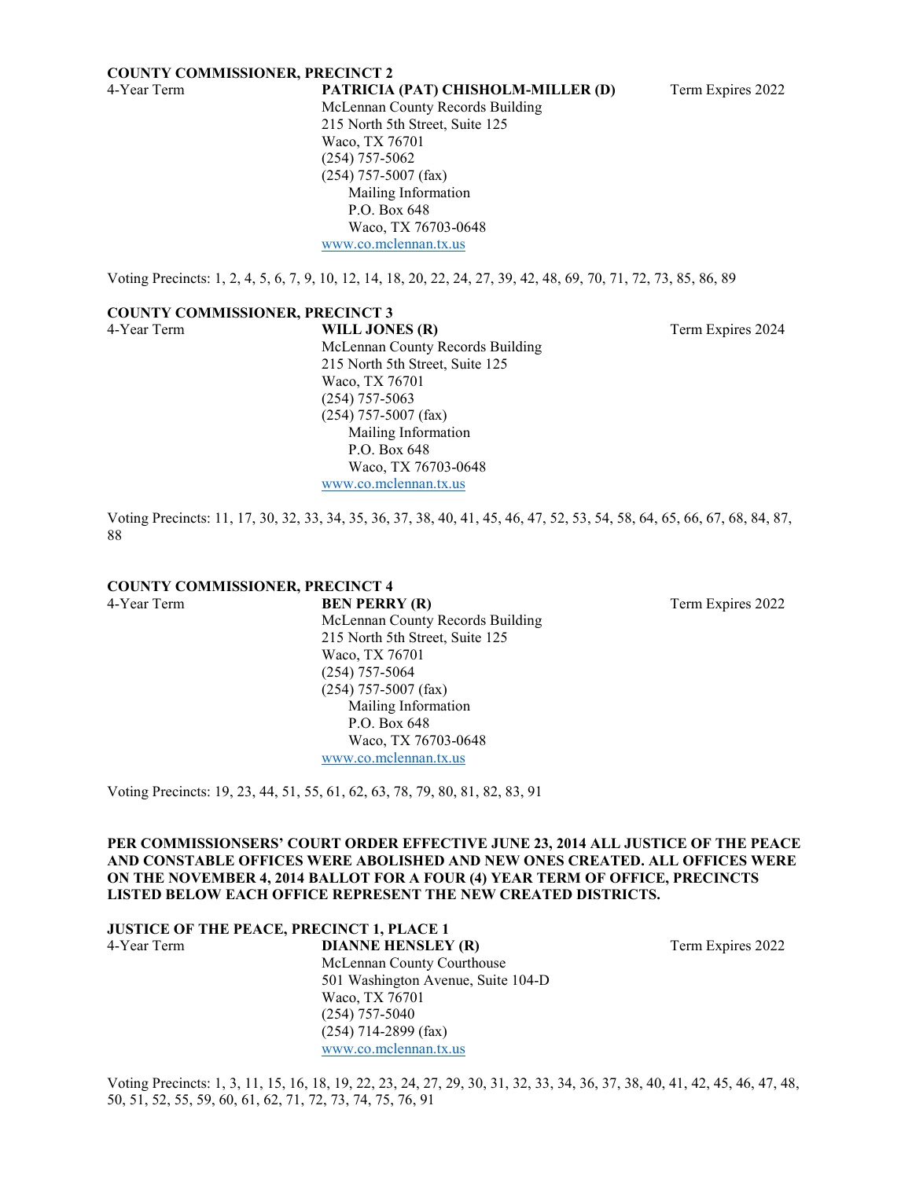**COUNTY COMMISSIONER, PRECINCT 2**

4-Year Term

**PATRICIA (PAT) CHISHOLM-MILLER (D)** Term Expires 2022

McLennan County Records Building
215 North 5th Street, Suite 125
Waco, TX 76701
(254) 757-5062
(254) 757-5007 (fax)
Mailing Information
P.O. Box 648
Waco, TX 76703-0648
www.co.mclennan.tx.us

Voting Precincts: 1, 2, 4, 5, 6, 7, 9, 10, 12, 14, 18, 20, 22, 24, 27, 39, 42, 48, 69, 70, 71, 72, 73, 85, 86, 89

**COUNTY COMMISSIONER, PRECINCT 3**

4-Year Term

**WILL JONES (R)** Term Expires 2024

McLennan County Records Building
215 North 5th Street, Suite 125
Waco, TX 76701
(254) 757-5063
(254) 757-5007 (fax)
Mailing Information
P.O. Box 648
Waco, TX 76703-0648
www.co.mclennan.tx.us

Voting Precincts: 11, 17, 30, 32, 33, 34, 35, 36, 37, 38, 40, 41, 45, 46, 47, 52, 53, 54, 58, 64, 65, 66, 67, 68, 84, 87, 88

**COUNTY COMMISSIONER, PRECINCT 4**

4-Year Term

**BEN PERRY (R)** Term Expires 2022

McLennan County Records Building
215 North 5th Street, Suite 125
Waco, TX 76701
(254) 757-5064
(254) 757-5007 (fax)
Mailing Information
P.O. Box 648
Waco, TX 76703-0648
www.co.mclennan.tx.us

Voting Precincts: 19, 23, 44, 51, 55, 61, 62, 63, 78, 79, 80, 81, 82, 83, 91

**PER COMMISSIONSERS' COURT ORDER EFFECTIVE JUNE 23, 2014 ALL JUSTICE OF THE PEACE AND CONSTABLE OFFICES WERE ABOLISHED AND NEW ONES CREATED. ALL OFFICES WERE ON THE NOVEMBER 4, 2014 BALLOT FOR A FOUR (4) YEAR TERM OF OFFICE, PRECINCTS LISTED BELOW EACH OFFICE REPRESENT THE NEW CREATED DISTRICTS.**

**JUSTICE OF THE PEACE, PRECINCT 1, PLACE 1**

4-Year Term

**DIANNE HENSLEY (R)** Term Expires 2022

McLennan County Courthouse
501 Washington Avenue, Suite 104-D
Waco, TX 76701
(254) 757-5040
(254) 714-2899 (fax)
www.co.mclennan.tx.us

Voting Precincts: 1, 3, 11, 15, 16, 18, 19, 22, 23, 24, 27, 29, 30, 31, 32, 33, 34, 36, 37, 38, 40, 41, 42, 45, 46, 47, 48, 50, 51, 52, 55, 59, 60, 61, 62, 71, 72, 73, 74, 75, 76, 91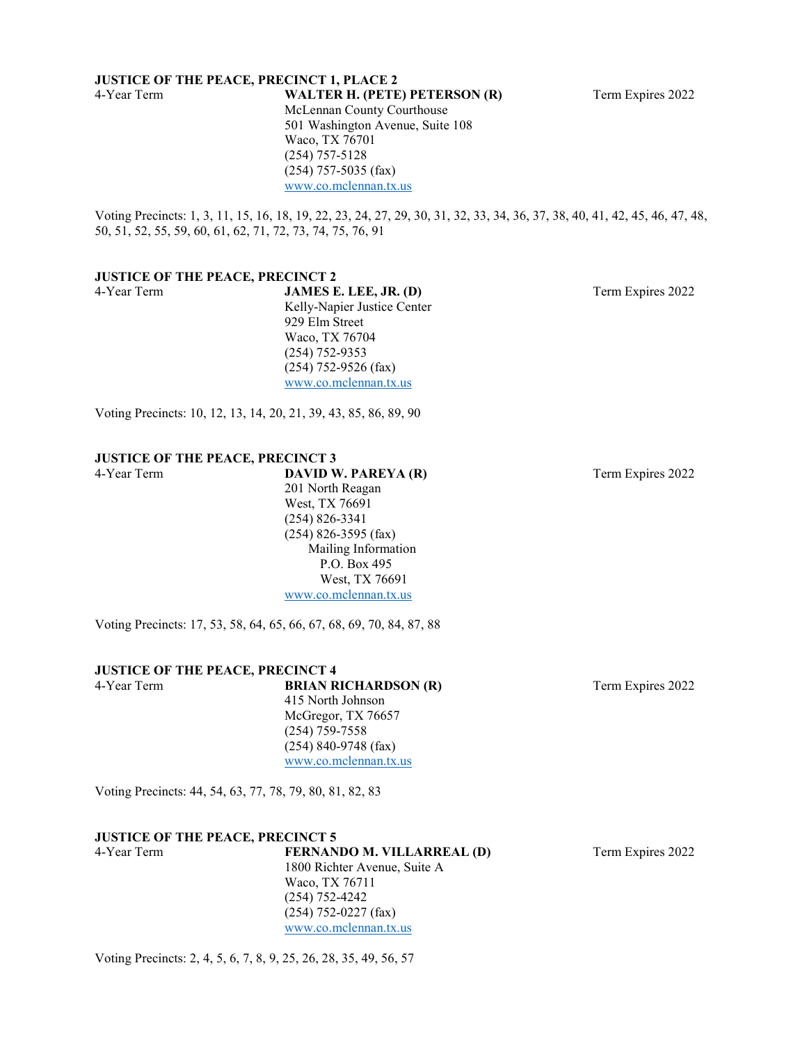### JUSTICE OF THE PEACE, PRECINCT 1, PLACE 2

4-Year Term

**WALTER H. (PETE) PETERSON (R)**
McLennan County Courthouse
501 Washington Avenue, Suite 108
Waco, TX 76701
(254) 757-5128
(254) 757-5035 (fax)
www.co.mclennan.tx.us

Term Expires 2022

Voting Precincts: 1, 3, 11, 15, 16, 18, 19, 22, 23, 24, 27, 29, 30, 31, 32, 33, 34, 36, 37, 38, 40, 41, 42, 45, 46, 47, 48, 50, 51, 52, 55, 59, 60, 61, 62, 71, 72, 73, 74, 75, 76, 91

### JUSTICE OF THE PEACE, PRECINCT 2

4-Year Term

**JAMES E. LEE, JR. (D)**
Kelly-Napier Justice Center
929 Elm Street
Waco, TX 76704
(254) 752-9353
(254) 752-9526 (fax)
www.co.mclennan.tx.us

Term Expires 2022

Voting Precincts: 10, 12, 13, 14, 20, 21, 39, 43, 85, 86, 89, 90

### JUSTICE OF THE PEACE, PRECINCT 3

4-Year Term

**DAVID W. PAREYA (R)**
201 North Reagan
West, TX 76691
(254) 826-3341
(254) 826-3595 (fax)
Mailing Information
P.O. Box 495
West, TX 76691
www.co.mclennan.tx.us

Term Expires 2022

Voting Precincts: 17, 53, 58, 64, 65, 66, 67, 68, 69, 70, 84, 87, 88

### JUSTICE OF THE PEACE, PRECINCT 4

4-Year Term

**BRIAN RICHARDSON (R)**
415 North Johnson
McGregor, TX 76657
(254) 759-7558
(254) 840-9748 (fax)
www.co.mclennan.tx.us

Term Expires 2022

Voting Precincts: 44, 54, 63, 77, 78, 79, 80, 81, 82, 83

### JUSTICE OF THE PEACE, PRECINCT 5

4-Year Term

**FERNANDO M. VILLARREAL (D)**
1800 Richter Avenue, Suite A
Waco, TX 76711
(254) 752-4242
(254) 752-0227 (fax)
www.co.mclennan.tx.us

Term Expires 2022

Voting Precincts: 2, 4, 5, 6, 7, 8, 9, 25, 26, 28, 35, 49, 56, 57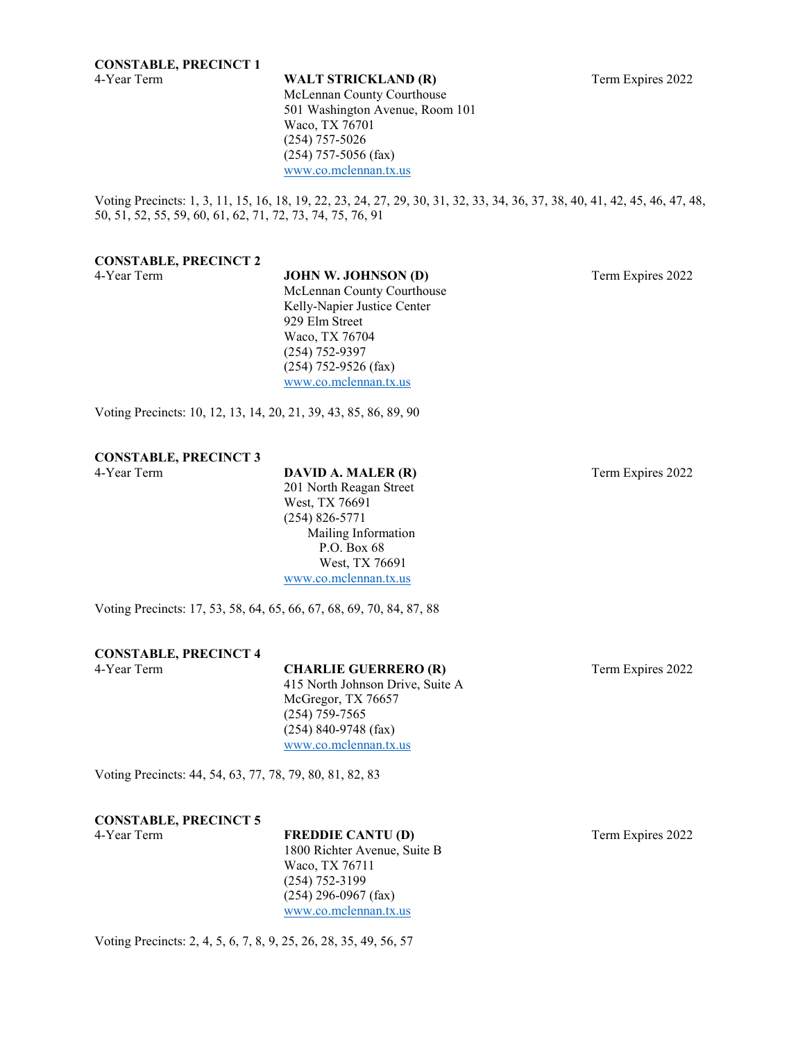**CONSTABLE, PRECINCT 1**

4-Year Term

**WALT STRICKLAND (R)**
McLennan County Courthouse
501 Washington Avenue, Room 101
Waco, TX 76701
(254) 757-5026
(254) 757-5056 (fax)
www.co.mclennan.tx.us

Term Expires 2022

Voting Precincts: 1, 3, 11, 15, 16, 18, 19, 22, 23, 24, 27, 29, 30, 31, 32, 33, 34, 36, 37, 38, 40, 41, 42, 45, 46, 47, 48, 50, 51, 52, 55, 59, 60, 61, 62, 71, 72, 73, 74, 75, 76, 91

**CONSTABLE, PRECINCT 2**

4-Year Term

**JOHN W. JOHNSON (D)**
McLennan County Courthouse
Kelly-Napier Justice Center
929 Elm Street
Waco, TX 76704
(254) 752-9397
(254) 752-9526 (fax)
www.co.mclennan.tx.us

Term Expires 2022

Voting Precincts: 10, 12, 13, 14, 20, 21, 39, 43, 85, 86, 89, 90

**CONSTABLE, PRECINCT 3**

4-Year Term

**DAVID A. MALER (R)**
201 North Reagan Street
West, TX 76691
(254) 826-5771
Mailing Information
P.O. Box 68
West, TX 76691
www.co.mclennan.tx.us

Term Expires 2022

Voting Precincts: 17, 53, 58, 64, 65, 66, 67, 68, 69, 70, 84, 87, 88

**CONSTABLE, PRECINCT 4**

4-Year Term

**CHARLIE GUERRERO (R)**
415 North Johnson Drive, Suite A
McGregor, TX 76657
(254) 759-7565
(254) 840-9748 (fax)
www.co.mclennan.tx.us

Term Expires 2022

Voting Precincts: 44, 54, 63, 77, 78, 79, 80, 81, 82, 83

**CONSTABLE, PRECINCT 5**

4-Year Term

**FREDDIE CANTU (D)**
1800 Richter Avenue, Suite B
Waco, TX 76711
(254) 752-3199
(254) 296-0967 (fax)
www.co.mclennan.tx.us

Term Expires 2022

Voting Precincts: 2, 4, 5, 6, 7, 8, 9, 25, 26, 28, 35, 49, 56, 57